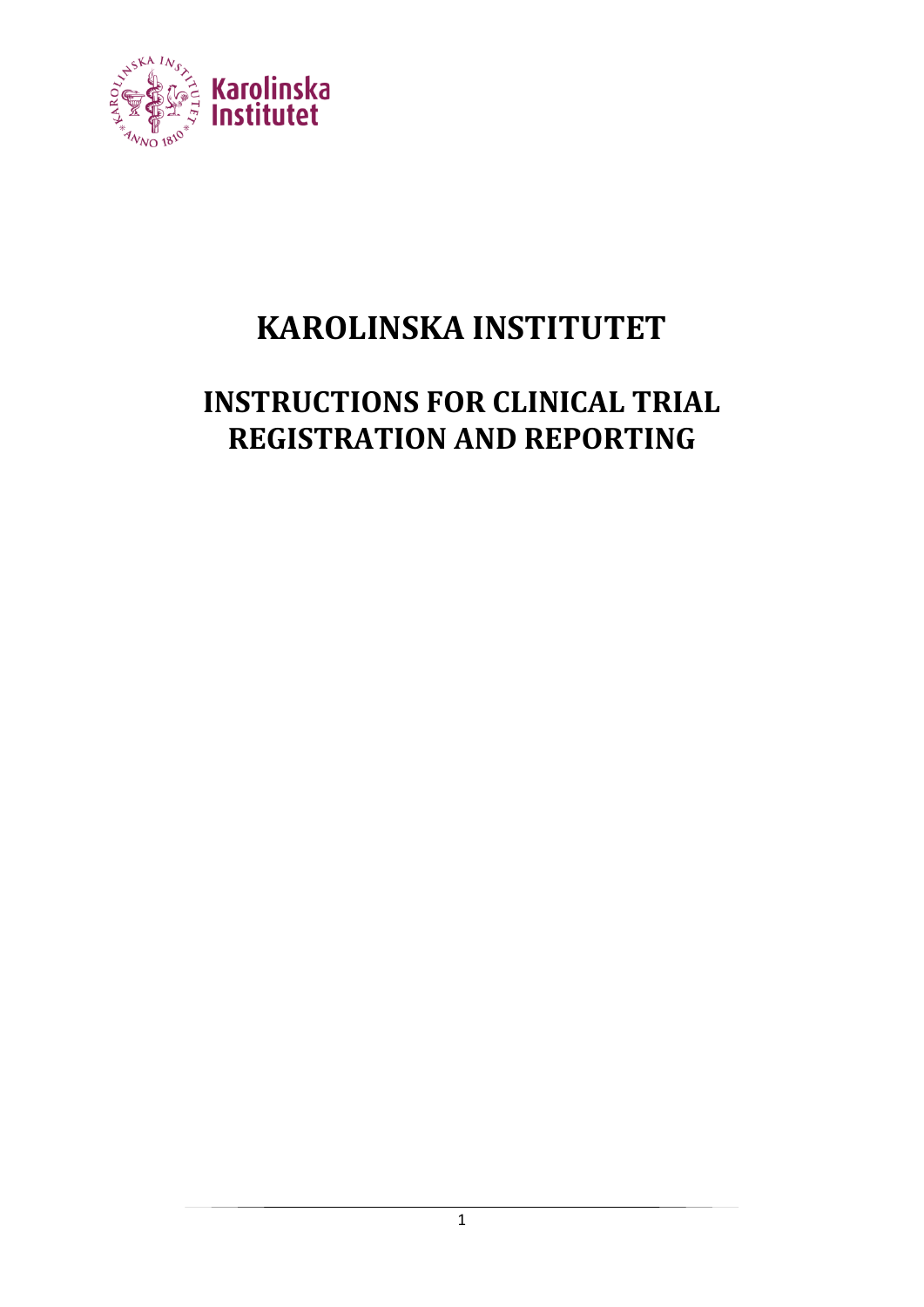# KAROLINSKA INSTITUTET

## INSTRUCTIONS FOR CLINICAL TRIAL REGISTRATION AND REPORTING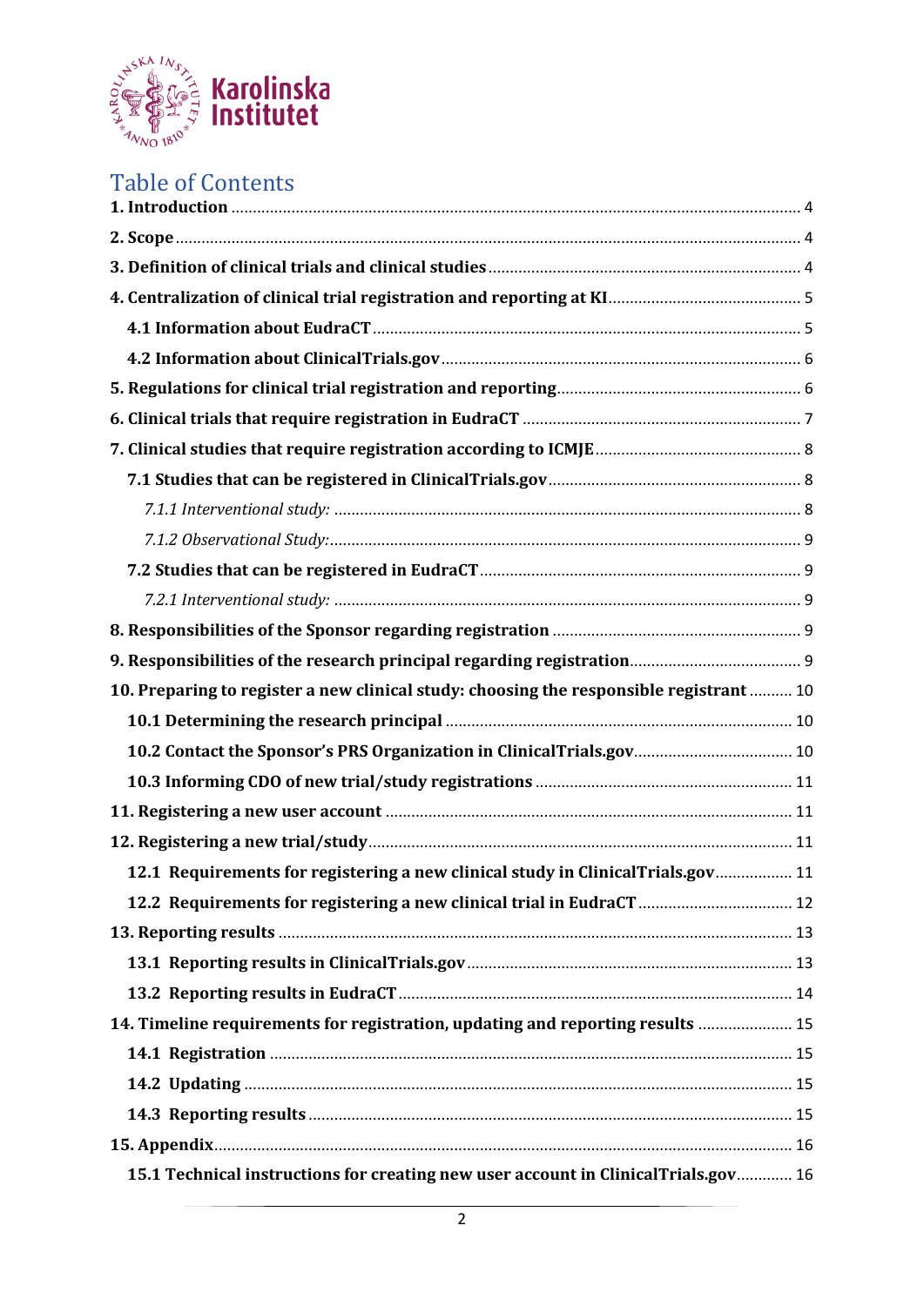# Table of Contents

**1. Introduction** ..... 4

**2. Scope** ..... 4

**3. Definition of clinical trials and clinical studies** ..... 4

**4. Centralization of clinical trial registration and reporting at KI** ..... 5

**4.1 Information about EudraCT** ..... 5

**4.2 Information about ClinicalTrials.gov** ..... 6

**5. Regulations for clinical trial registration and reporting** ..... 6

**6. Clinical trials that require registration in EudraCT** ..... 7

**7. Clinical studies that require registration according to ICMJE** ..... 8

**7.1 Studies that can be registered in ClinicalTrials.gov** ..... 8

*7.1.1 Interventional study:* ..... 8

*7.1.2 Observational Study:* ..... 9

**7.2 Studies that can be registered in EudraCT** ..... 9

*7.2.1 Interventional study:* ..... 9

**8. Responsibilities of the Sponsor regarding registration** ..... 9

**9. Responsibilities of the research principal regarding registration** ..... 9

**10. Preparing to register a new clinical study: choosing the responsible registrant** ..... 10

**10.1 Determining the research principal** ..... 10

**10.2 Contact the Sponsor's PRS Organization in ClinicalTrials.gov** ..... 10

**10.3 Informing CDO of new trial/study registrations** ..... 11

**11. Registering a new user account** ..... 11

**12. Registering a new trial/study** ..... 11

**12.1 Requirements for registering a new clinical study in ClinicalTrials.gov** ..... 11

**12.2 Requirements for registering a new clinical trial in EudraCT** ..... 12

**13. Reporting results** ..... 13

**13.1 Reporting results in ClinicalTrials.gov** ..... 13

**13.2 Reporting results in EudraCT** ..... 14

**14. Timeline requirements for registration, updating and reporting results** ..... 15

**14.1 Registration** ..... 15

**14.2 Updating** ..... 15

**14.3 Reporting results** ..... 15

**15. Appendix** ..... 16

**15.1 Technical instructions for creating new user account in ClinicalTrials.gov** ..... 16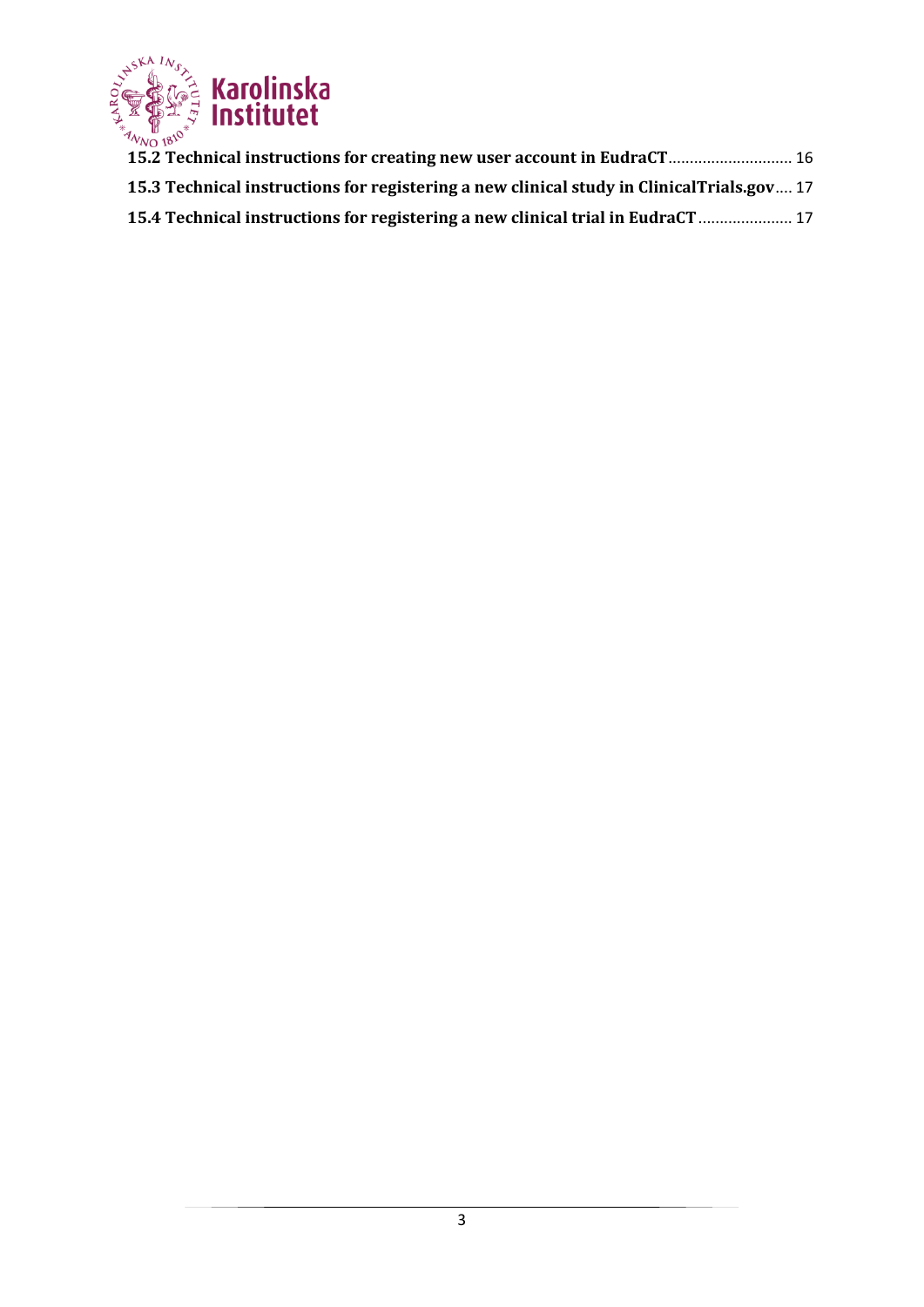**15.2 Technical instructions for creating new user account in EudraCT** ............................ 16

**15.3 Technical instructions for registering a new clinical study in ClinicalTrials.gov** .... 17

**15.4 Technical instructions for registering a new clinical trial in EudraCT** ..................... 17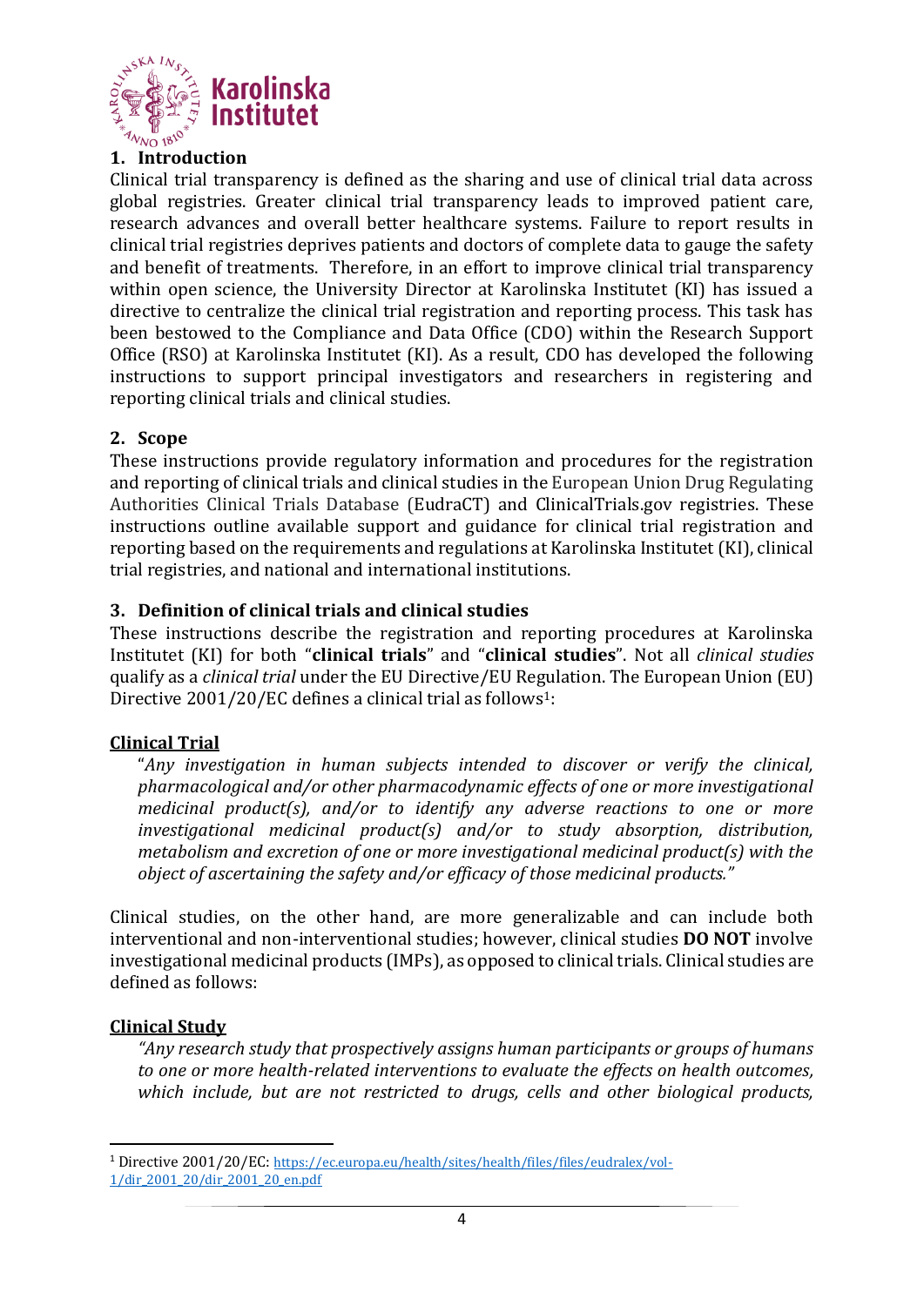## 1. Introduction

Clinical trial transparency is defined as the sharing and use of clinical trial data across global registries. Greater clinical trial transparency leads to improved patient care, research advances and overall better healthcare systems. Failure to report results in clinical trial registries deprives patients and doctors of complete data to gauge the safety and benefit of treatments. Therefore, in an effort to improve clinical trial transparency within open science, the University Director at Karolinska Institutet (KI) has issued a directive to centralize the clinical trial registration and reporting process. This task has been bestowed to the Compliance and Data Office (CDO) within the Research Support Office (RSO) at Karolinska Institutet (KI). As a result, CDO has developed the following instructions to support principal investigators and researchers in registering and reporting clinical trials and clinical studies.

## 2. Scope

These instructions provide regulatory information and procedures for the registration and reporting of clinical trials and clinical studies in the European Union Drug Regulating Authorities Clinical Trials Database (EudraCT) and ClinicalTrials.gov registries. These instructions outline available support and guidance for clinical trial registration and reporting based on the requirements and regulations at Karolinska Institutet (KI), clinical trial registries, and national and international institutions.

## 3. Definition of clinical trials and clinical studies

These instructions describe the registration and reporting procedures at Karolinska Institutet (KI) for both "**clinical trials**" and "**clinical studies**". Not all *clinical studies* qualify as a *clinical trial* under the EU Directive/EU Regulation. The European Union (EU) Directive 2001/20/EC defines a clinical trial as follows[1]:

**Clinical Trial**

> "*Any investigation in human subjects intended to discover or verify the clinical, pharmacological and/or other pharmacodynamic effects of one or more investigational medicinal product(s), and/or to identify any adverse reactions to one or more investigational medicinal product(s) and/or to study absorption, distribution, metabolism and excretion of one or more investigational medicinal product(s) with the object of ascertaining the safety and/or efficacy of those medicinal products.*"

Clinical studies, on the other hand, are more generalizable and can include both interventional and non-interventional studies; however, clinical studies **DO NOT** involve investigational medicinal products (IMPs), as opposed to clinical trials. Clinical studies are defined as follows:

**Clinical Study**

> *"Any research study that prospectively assigns human participants or groups of humans to one or more health-related interventions to evaluate the effects on health outcomes, which include, but are not restricted to drugs, cells and other biological products,*

---

[1] Directive 2001/20/EC: https://ec.europa.eu/health/sites/health/files/files/eudralex/vol-1/dir_2001_20/dir_2001_20_en.pdf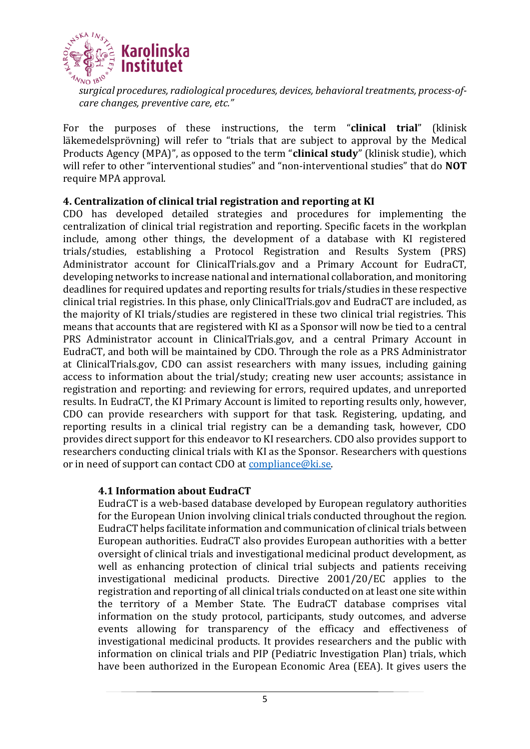*surgical procedures, radiological procedures, devices, behavioral treatments, process-of-care changes, preventive care, etc."*

For the purposes of these instructions, the term "**clinical trial**" (klinisk läkemedelsprövning) will refer to "trials that are subject to approval by the Medical Products Agency (MPA)", as opposed to the term "**clinical study**" (klinisk studie), which will refer to other "interventional studies" and "non-interventional studies" that do **NOT** require MPA approval.

## 4. Centralization of clinical trial registration and reporting at KI

CDO has developed detailed strategies and procedures for implementing the centralization of clinical trial registration and reporting. Specific facets in the workplan include, among other things, the development of a database with KI registered trials/studies, establishing a Protocol Registration and Results System (PRS) Administrator account for ClinicalTrials.gov and a Primary Account for EudraCT, developing networks to increase national and international collaboration, and monitoring deadlines for required updates and reporting results for trials/studies in these respective clinical trial registries. In this phase, only ClinicalTrials.gov and EudraCT are included, as the majority of KI trials/studies are registered in these two clinical trial registries. This means that accounts that are registered with KI as a Sponsor will now be tied to a central PRS Administrator account in ClinicalTrials.gov, and a central Primary Account in EudraCT, and both will be maintained by CDO. Through the role as a PRS Administrator at ClinicalTrials.gov, CDO can assist researchers with many issues, including gaining access to information about the trial/study; creating new user accounts; assistance in registration and reporting: and reviewing for errors, required updates, and unreported results. In EudraCT, the KI Primary Account is limited to reporting results only, however, CDO can provide researchers with support for that task. Registering, updating, and reporting results in a clinical trial registry can be a demanding task, however, CDO provides direct support for this endeavor to KI researchers. CDO also provides support to researchers conducting clinical trials with KI as the Sponsor. Researchers with questions or in need of support can contact CDO at compliance@ki.se.

### 4.1 Information about EudraCT

EudraCT is a web-based database developed by European regulatory authorities for the European Union involving clinical trials conducted throughout the region. EudraCT helps facilitate information and communication of clinical trials between European authorities. EudraCT also provides European authorities with a better oversight of clinical trials and investigational medicinal product development, as well as enhancing protection of clinical trial subjects and patients receiving investigational medicinal products. Directive 2001/20/EC applies to the registration and reporting of all clinical trials conducted on at least one site within the territory of a Member State. The EudraCT database comprises vital information on the study protocol, participants, study outcomes, and adverse events allowing for transparency of the efficacy and effectiveness of investigational medicinal products. It provides researchers and the public with information on clinical trials and PIP (Pediatric Investigation Plan) trials, which have been authorized in the European Economic Area (EEA). It gives users the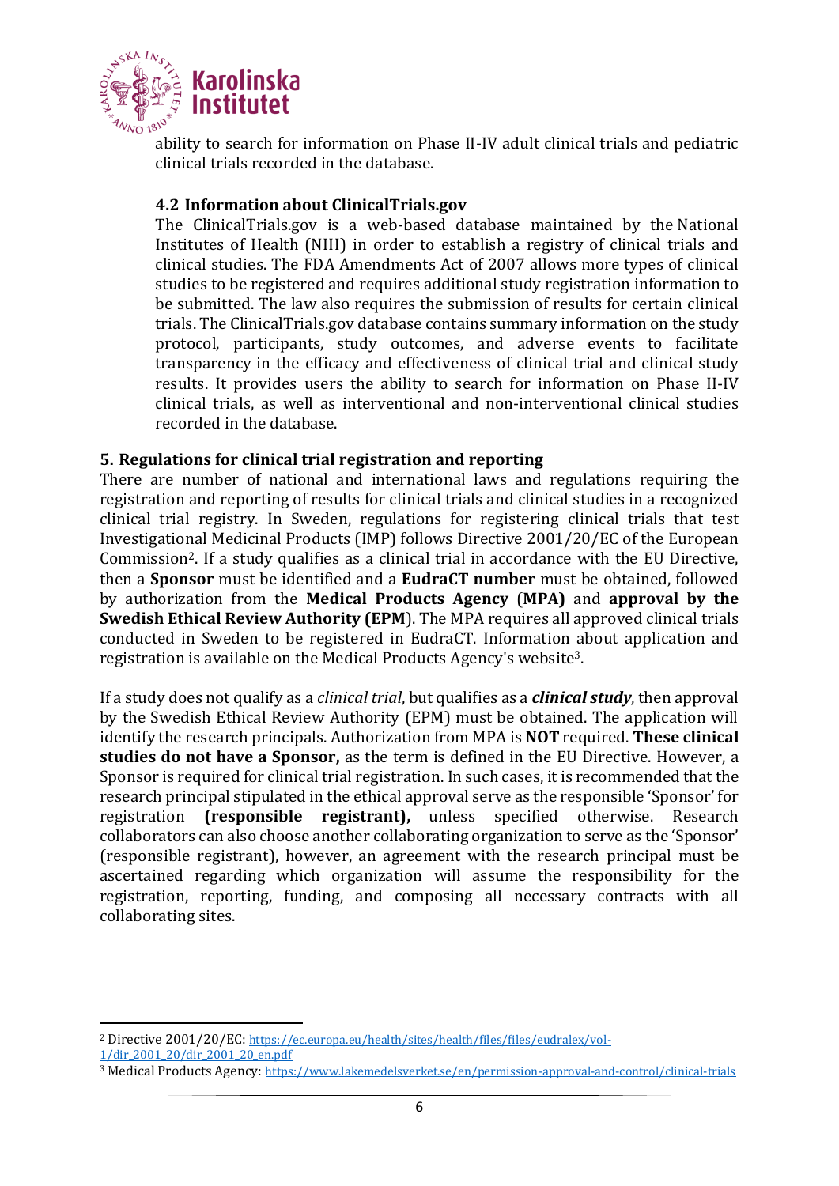ability to search for information on Phase II-IV adult clinical trials and pediatric clinical trials recorded in the database.

### 4.2 Information about ClinicalTrials.gov

The ClinicalTrials.gov is a web-based database maintained by the National Institutes of Health (NIH) in order to establish a registry of clinical trials and clinical studies. The FDA Amendments Act of 2007 allows more types of clinical studies to be registered and requires additional study registration information to be submitted. The law also requires the submission of results for certain clinical trials. The ClinicalTrials.gov database contains summary information on the study protocol, participants, study outcomes, and adverse events to facilitate transparency in the efficacy and effectiveness of clinical trial and clinical study results. It provides users the ability to search for information on Phase II-IV clinical trials, as well as interventional and non-interventional clinical studies recorded in the database.

## 5. Regulations for clinical trial registration and reporting

There are number of national and international laws and regulations requiring the registration and reporting of results for clinical trials and clinical studies in a recognized clinical trial registry. In Sweden, regulations for registering clinical trials that test Investigational Medicinal Products (IMP) follows Directive 2001/20/EC of the European Commission[2]. If a study qualifies as a clinical trial in accordance with the EU Directive, then a **Sponsor** must be identified and a **EudraCT number** must be obtained, followed by authorization from the **Medical Products Agency** (**MPA)** and **approval by the Swedish Ethical Review Authority (EPM**). The MPA requires all approved clinical trials conducted in Sweden to be registered in EudraCT. Information about application and registration is available on the Medical Products Agency's website[3].

If a study does not qualify as a *clinical trial*, but qualifies as a ***clinical study***, then approval by the Swedish Ethical Review Authority (EPM) must be obtained. The application will identify the research principals. Authorization from MPA is **NOT** required. **These clinical studies do not have a Sponsor,** as the term is defined in the EU Directive. However, a Sponsor is required for clinical trial registration. In such cases, it is recommended that the research principal stipulated in the ethical approval serve as the responsible 'Sponsor' for registration **(responsible registrant),** unless specified otherwise. Research collaborators can also choose another collaborating organization to serve as the 'Sponsor' (responsible registrant), however, an agreement with the research principal must be ascertained regarding which organization will assume the responsibility for the registration, reporting, funding, and composing all necessary contracts with all collaborating sites.

---

[2] Directive 2001/20/EC: https://ec.europa.eu/health/sites/health/files/files/eudralex/vol-1/dir_2001_20/dir_2001_20_en.pdf

[3] Medical Products Agency: https://www.lakemedelsverket.se/en/permission-approval-and-control/clinical-trials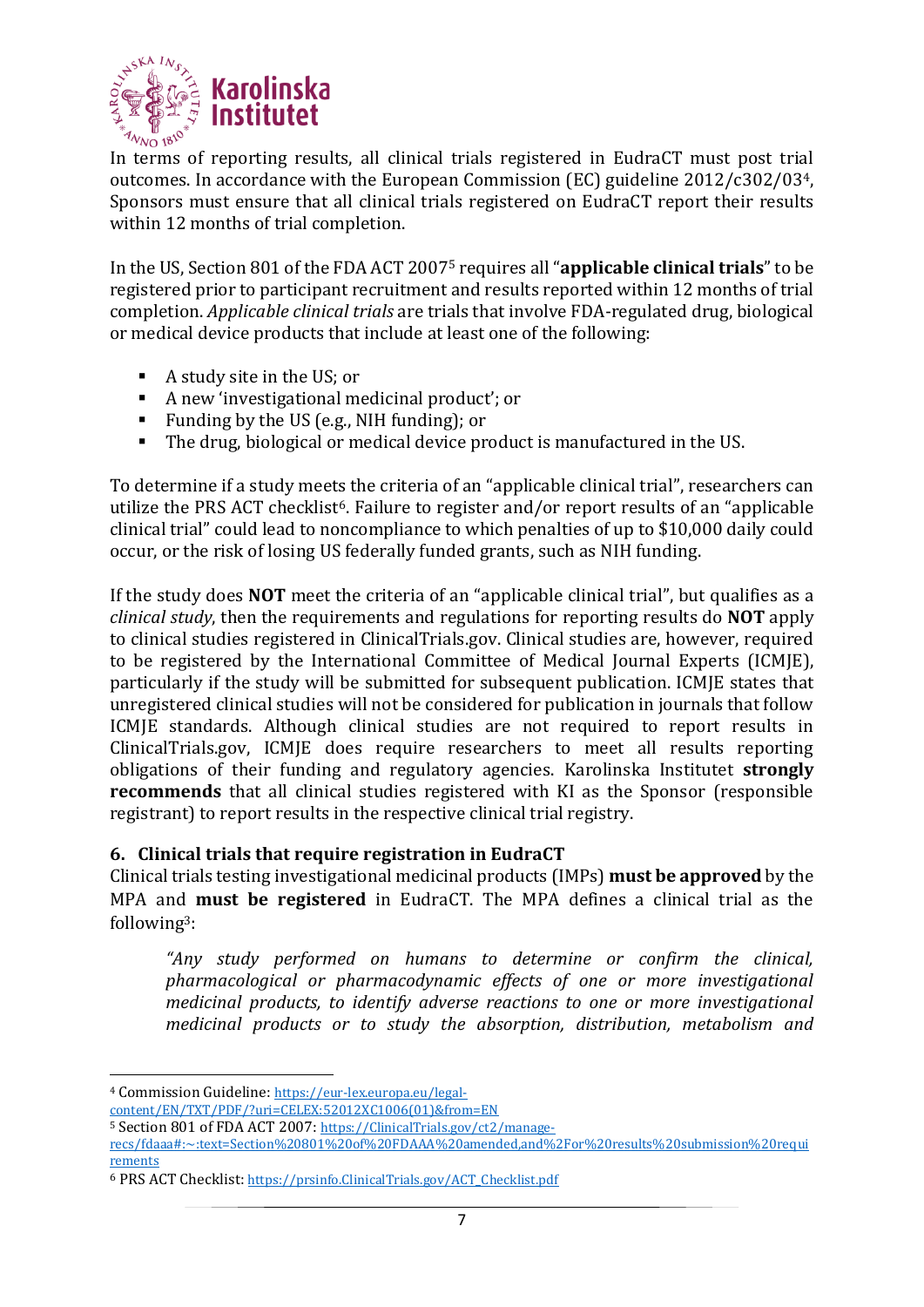In terms of reporting results, all clinical trials registered in EudraCT must post trial outcomes. In accordance with the European Commission (EC) guideline 2012/c302/03[4], Sponsors must ensure that all clinical trials registered on EudraCT report their results within 12 months of trial completion.

In the US, Section 801 of the FDA ACT 2007[5] requires all "**applicable clinical trials**" to be registered prior to participant recruitment and results reported within 12 months of trial completion. *Applicable clinical trials* are trials that involve FDA-regulated drug, biological or medical device products that include at least one of the following:

- A study site in the US; or
- A new 'investigational medicinal product'; or
- Funding by the US (e.g., NIH funding); or
- The drug, biological or medical device product is manufactured in the US.

To determine if a study meets the criteria of an "applicable clinical trial", researchers can utilize the PRS ACT checklist[6]. Failure to register and/or report results of an "applicable clinical trial" could lead to noncompliance to which penalties of up to $10,000 daily could occur, or the risk of losing US federally funded grants, such as NIH funding.

If the study does **NOT** meet the criteria of an "applicable clinical trial", but qualifies as a *clinical study*, then the requirements and regulations for reporting results do **NOT** apply to clinical studies registered in ClinicalTrials.gov. Clinical studies are, however, required to be registered by the International Committee of Medical Journal Experts (ICMJE), particularly if the study will be submitted for subsequent publication. ICMJE states that unregistered clinical studies will not be considered for publication in journals that follow ICMJE standards. Although clinical studies are not required to report results in ClinicalTrials.gov, ICMJE does require researchers to meet all results reporting obligations of their funding and regulatory agencies. Karolinska Institutet **strongly recommends** that all clinical studies registered with KI as the Sponsor (responsible registrant) to report results in the respective clinical trial registry.

## 6. Clinical trials that require registration in EudraCT

Clinical trials testing investigational medicinal products (IMPs) **must be approved** by the MPA and **must be registered** in EudraCT. The MPA defines a clinical trial as the following[3]:

> *"Any study performed on humans to determine or confirm the clinical, pharmacological or pharmacodynamic effects of one or more investigational medicinal products, to identify adverse reactions to one or more investigational medicinal products or to study the absorption, distribution, metabolism and*

---

[4] Commission Guideline: https://eur-lex.europa.eu/legal-content/EN/TXT/PDF/?uri=CELEX:52012XC1006(01)&from=EN

[5] Section 801 of FDA ACT 2007: https://ClinicalTrials.gov/ct2/manage-recs/fdaaa#:~:text=Section%20801%20of%20FDAAA%20amended,and%2For%20results%20submission%20requirements

[6] PRS ACT Checklist: https://prsinfo.ClinicalTrials.gov/ACT_Checklist.pdf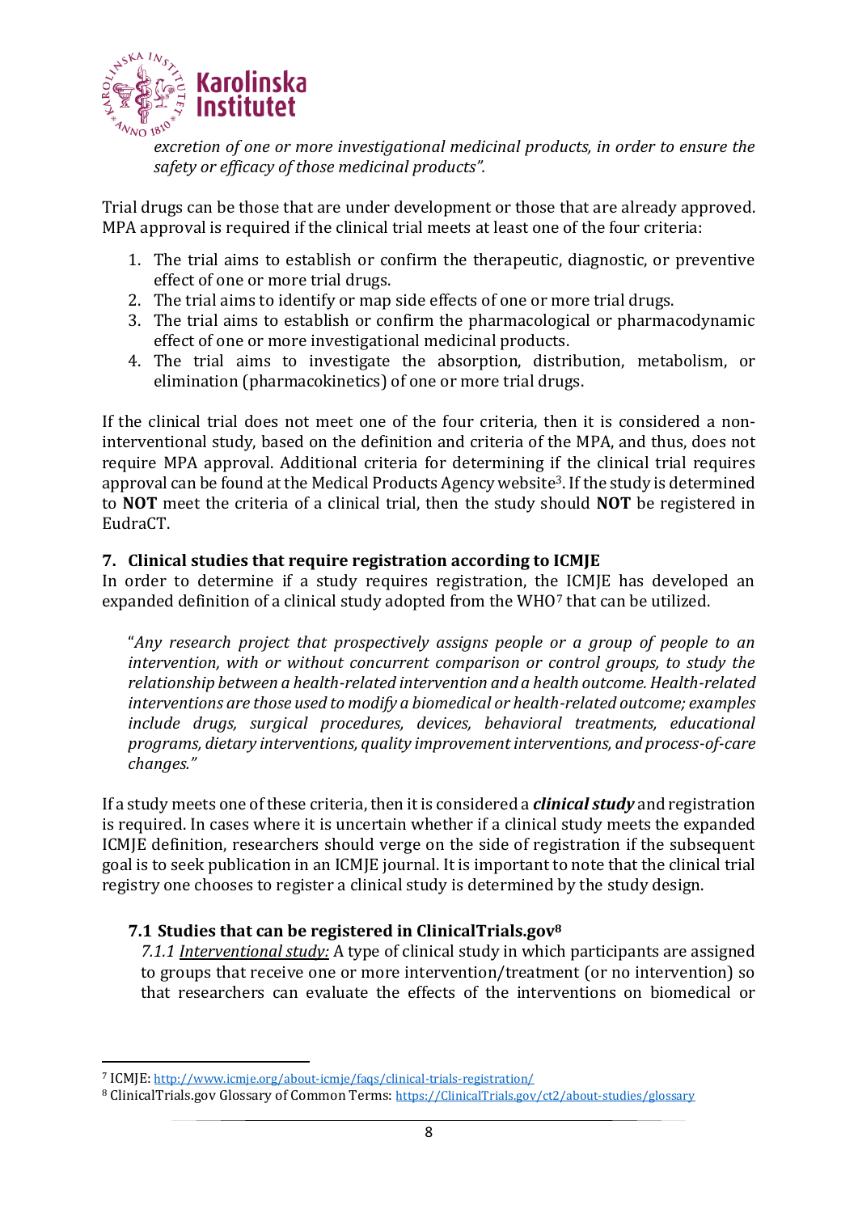*excretion of one or more investigational medicinal products, in order to ensure the safety or efficacy of those medicinal products".*

Trial drugs can be those that are under development or those that are already approved. MPA approval is required if the clinical trial meets at least one of the four criteria:

1. The trial aims to establish or confirm the therapeutic, diagnostic, or preventive effect of one or more trial drugs.
2. The trial aims to identify or map side effects of one or more trial drugs.
3. The trial aims to establish or confirm the pharmacological or pharmacodynamic effect of one or more investigational medicinal products.
4. The trial aims to investigate the absorption, distribution, metabolism, or elimination (pharmacokinetics) of one or more trial drugs.

If the clinical trial does not meet one of the four criteria, then it is considered a non-interventional study, based on the definition and criteria of the MPA, and thus, does not require MPA approval. Additional criteria for determining if the clinical trial requires approval can be found at the Medical Products Agency website[3]. If the study is determined to **NOT** meet the criteria of a clinical trial, then the study should **NOT** be registered in EudraCT.

## 7. Clinical studies that require registration according to ICMJE

In order to determine if a study requires registration, the ICMJE has developed an expanded definition of a clinical study adopted from the WHO[7] that can be utilized.

> "*Any research project that prospectively assigns people or a group of people to an intervention, with or without concurrent comparison or control groups, to study the relationship between a health-related intervention and a health outcome. Health-related interventions are those used to modify a biomedical or health-related outcome; examples include drugs, surgical procedures, devices, behavioral treatments, educational programs, dietary interventions, quality improvement interventions, and process-of-care changes.*"

If a study meets one of these criteria, then it is considered a ***clinical study*** and registration is required. In cases where it is uncertain whether if a clinical study meets the expanded ICMJE definition, researchers should verge on the side of registration if the subsequent goal is to seek publication in an ICMJE journal. It is important to note that the clinical trial registry one chooses to register a clinical study is determined by the study design.

### 7.1 Studies that can be registered in ClinicalTrials.gov[8]

*7.1.1 Interventional study:* A type of clinical study in which participants are assigned to groups that receive one or more intervention/treatment (or no intervention) so that researchers can evaluate the effects of the interventions on biomedical or

---

[7] ICMJE: http://www.icmje.org/about-icmje/faqs/clinical-trials-registration/

[8] ClinicalTrials.gov Glossary of Common Terms: https://ClinicalTrials.gov/ct2/about-studies/glossary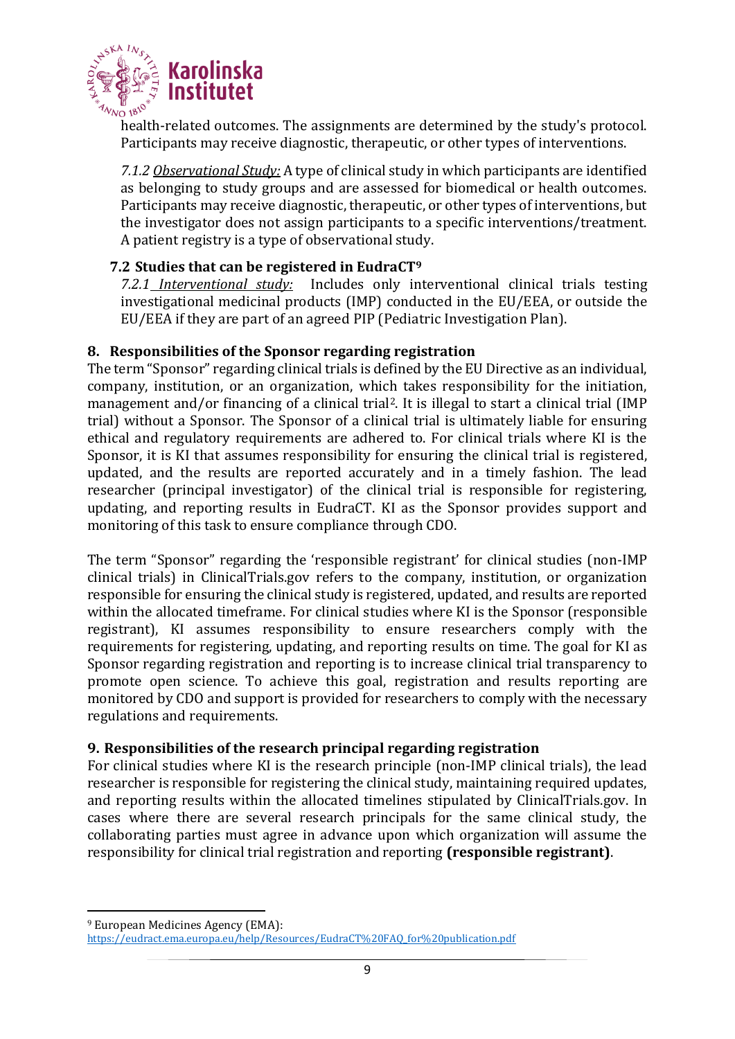health-related outcomes. The assignments are determined by the study's protocol. Participants may receive diagnostic, therapeutic, or other types of interventions.

*7.1.2 Observational Study:* A type of clinical study in which participants are identified as belonging to study groups and are assessed for biomedical or health outcomes. Participants may receive diagnostic, therapeutic, or other types of interventions, but the investigator does not assign participants to a specific interventions/treatment. A patient registry is a type of observational study.

### 7.2 Studies that can be registered in EudraCT[9]

*7.2.1 Interventional study:* Includes only interventional clinical trials testing investigational medicinal products (IMP) conducted in the EU/EEA, or outside the EU/EEA if they are part of an agreed PIP (Pediatric Investigation Plan).

## 8. Responsibilities of the Sponsor regarding registration

The term "Sponsor" regarding clinical trials is defined by the EU Directive as an individual, company, institution, or an organization, which takes responsibility for the initiation, management and/or financing of a clinical trial[2]. It is illegal to start a clinical trial (IMP trial) without a Sponsor. The Sponsor of a clinical trial is ultimately liable for ensuring ethical and regulatory requirements are adhered to. For clinical trials where KI is the Sponsor, it is KI that assumes responsibility for ensuring the clinical trial is registered, updated, and the results are reported accurately and in a timely fashion. The lead researcher (principal investigator) of the clinical trial is responsible for registering, updating, and reporting results in EudraCT. KI as the Sponsor provides support and monitoring of this task to ensure compliance through CDO.

The term "Sponsor" regarding the 'responsible registrant' for clinical studies (non-IMP clinical trials) in ClinicalTrials.gov refers to the company, institution, or organization responsible for ensuring the clinical study is registered, updated, and results are reported within the allocated timeframe. For clinical studies where KI is the Sponsor (responsible registrant), KI assumes responsibility to ensure researchers comply with the requirements for registering, updating, and reporting results on time. The goal for KI as Sponsor regarding registration and reporting is to increase clinical trial transparency to promote open science. To achieve this goal, registration and results reporting are monitored by CDO and support is provided for researchers to comply with the necessary regulations and requirements.

## 9. Responsibilities of the research principal regarding registration

For clinical studies where KI is the research principle (non-IMP clinical trials), the lead researcher is responsible for registering the clinical study, maintaining required updates, and reporting results within the allocated timelines stipulated by ClinicalTrials.gov. In cases where there are several research principals for the same clinical study, the collaborating parties must agree in advance upon which organization will assume the responsibility for clinical trial registration and reporting **(responsible registrant)**.

---

[9] European Medicines Agency (EMA): https://eudract.ema.europa.eu/help/Resources/EudraCT%20FAQ_for%20publication.pdf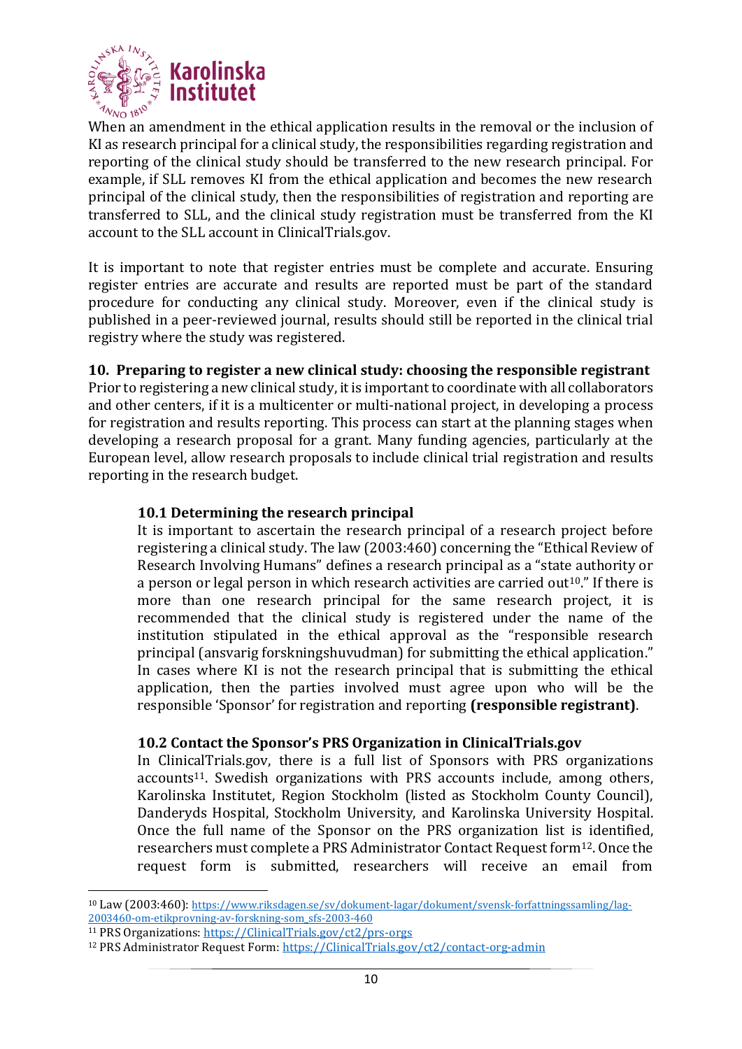When an amendment in the ethical application results in the removal or the inclusion of KI as research principal for a clinical study, the responsibilities regarding registration and reporting of the clinical study should be transferred to the new research principal. For example, if SLL removes KI from the ethical application and becomes the new research principal of the clinical study, then the responsibilities of registration and reporting are transferred to SLL, and the clinical study registration must be transferred from the KI account to the SLL account in ClinicalTrials.gov.

It is important to note that register entries must be complete and accurate. Ensuring register entries are accurate and results are reported must be part of the standard procedure for conducting any clinical study. Moreover, even if the clinical study is published in a peer-reviewed journal, results should still be reported in the clinical trial registry where the study was registered.

## 10. Preparing to register a new clinical study: choosing the responsible registrant

Prior to registering a new clinical study, it is important to coordinate with all collaborators and other centers, if it is a multicenter or multi-national project, in developing a process for registration and results reporting. This process can start at the planning stages when developing a research proposal for a grant. Many funding agencies, particularly at the European level, allow research proposals to include clinical trial registration and results reporting in the research budget.

### 10.1 Determining the research principal

It is important to ascertain the research principal of a research project before registering a clinical study. The law (2003:460) concerning the "Ethical Review of Research Involving Humans" defines a research principal as a "state authority or a person or legal person in which research activities are carried out[10]." If there is more than one research principal for the same research project, it is recommended that the clinical study is registered under the name of the institution stipulated in the ethical approval as the "responsible research principal (ansvarig forskningshuvudman) for submitting the ethical application." In cases where KI is not the research principal that is submitting the ethical application, then the parties involved must agree upon who will be the responsible 'Sponsor' for registration and reporting **(responsible registrant)**.

### 10.2 Contact the Sponsor's PRS Organization in ClinicalTrials.gov

In ClinicalTrials.gov, there is a full list of Sponsors with PRS organizations accounts[11]. Swedish organizations with PRS accounts include, among others, Karolinska Institutet, Region Stockholm (listed as Stockholm County Council), Danderyds Hospital, Stockholm University, and Karolinska University Hospital. Once the full name of the Sponsor on the PRS organization list is identified, researchers must complete a PRS Administrator Contact Request form[12]. Once the request form is submitted, researchers will receive an email from

---

[10] Law (2003:460): https://www.riksdagen.se/sv/dokument-lagar/dokument/svensk-forfattningssamling/lag-2003460-om-etikprovning-av-forskning-som_sfs-2003-460

[11] PRS Organizations: https://ClinicalTrials.gov/ct2/prs-orgs

[12] PRS Administrator Request Form: https://ClinicalTrials.gov/ct2/contact-org-admin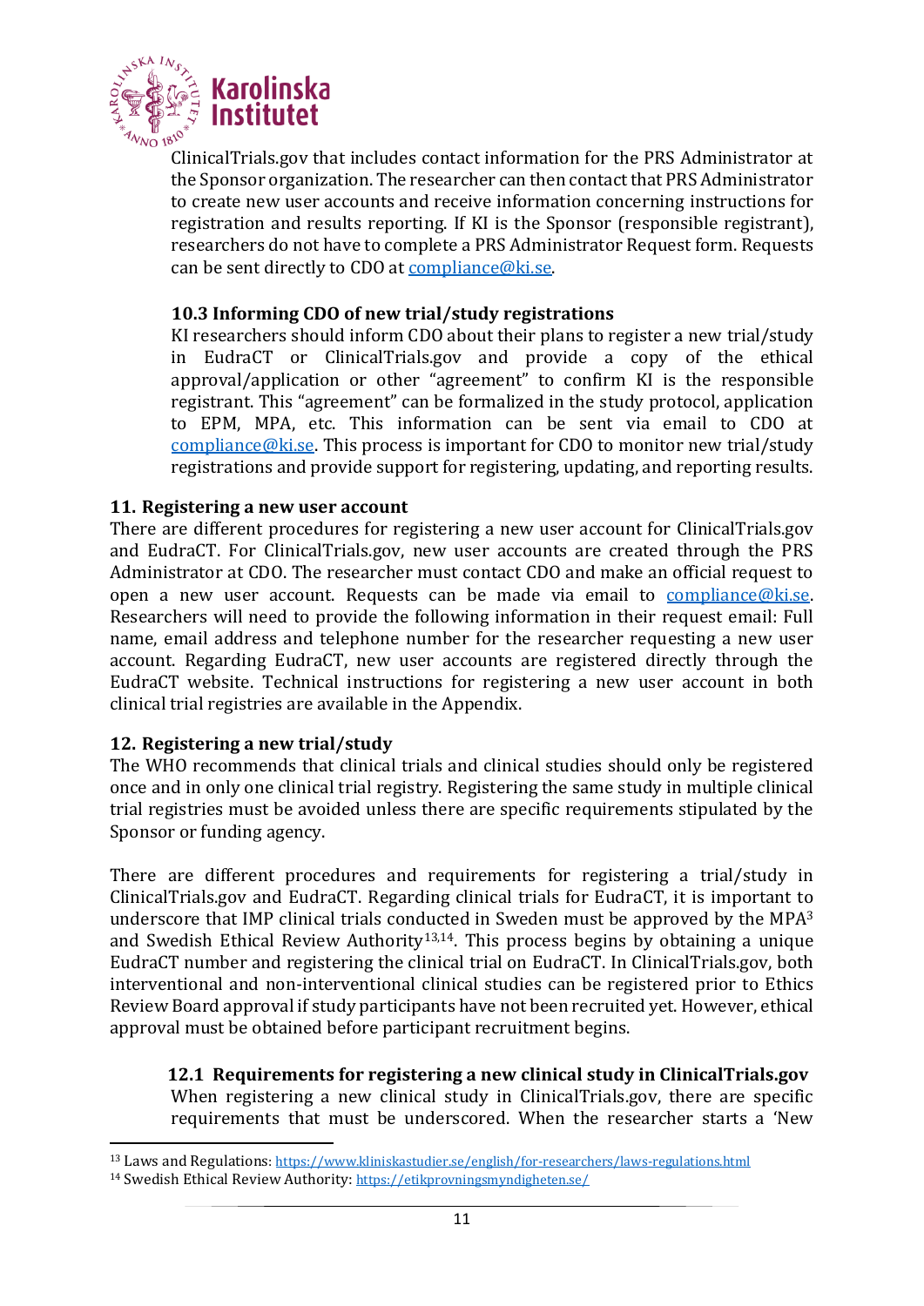ClinicalTrials.gov that includes contact information for the PRS Administrator at the Sponsor organization. The researcher can then contact that PRS Administrator to create new user accounts and receive information concerning instructions for registration and results reporting. If KI is the Sponsor (responsible registrant), researchers do not have to complete a PRS Administrator Request form. Requests can be sent directly to CDO at compliance@ki.se.

### 10.3 Informing CDO of new trial/study registrations

KI researchers should inform CDO about their plans to register a new trial/study in EudraCT or ClinicalTrials.gov and provide a copy of the ethical approval/application or other "agreement" to confirm KI is the responsible registrant. This "agreement" can be formalized in the study protocol, application to EPM, MPA, etc. This information can be sent via email to CDO at compliance@ki.se. This process is important for CDO to monitor new trial/study registrations and provide support for registering, updating, and reporting results.

## 11. Registering a new user account

There are different procedures for registering a new user account for ClinicalTrials.gov and EudraCT. For ClinicalTrials.gov, new user accounts are created through the PRS Administrator at CDO. The researcher must contact CDO and make an official request to open a new user account. Requests can be made via email to compliance@ki.se. Researchers will need to provide the following information in their request email: Full name, email address and telephone number for the researcher requesting a new user account. Regarding EudraCT, new user accounts are registered directly through the EudraCT website. Technical instructions for registering a new user account in both clinical trial registries are available in the Appendix.

## 12. Registering a new trial/study

The WHO recommends that clinical trials and clinical studies should only be registered once and in only one clinical trial registry. Registering the same study in multiple clinical trial registries must be avoided unless there are specific requirements stipulated by the Sponsor or funding agency.

There are different procedures and requirements for registering a trial/study in ClinicalTrials.gov and EudraCT. Regarding clinical trials for EudraCT, it is important to underscore that IMP clinical trials conducted in Sweden must be approved by the MPA[3] and Swedish Ethical Review Authority[13,14]. This process begins by obtaining a unique EudraCT number and registering the clinical trial on EudraCT. In ClinicalTrials.gov, both interventional and non-interventional clinical studies can be registered prior to Ethics Review Board approval if study participants have not been recruited yet. However, ethical approval must be obtained before participant recruitment begins.

### 12.1 Requirements for registering a new clinical study in ClinicalTrials.gov

When registering a new clinical study in ClinicalTrials.gov, there are specific requirements that must be underscored. When the researcher starts a 'New

---

[13] Laws and Regulations: https://www.kliniskastudier.se/english/for-researchers/laws-regulations.html

[14] Swedish Ethical Review Authority: https://etikprovningsmyndigheten.se/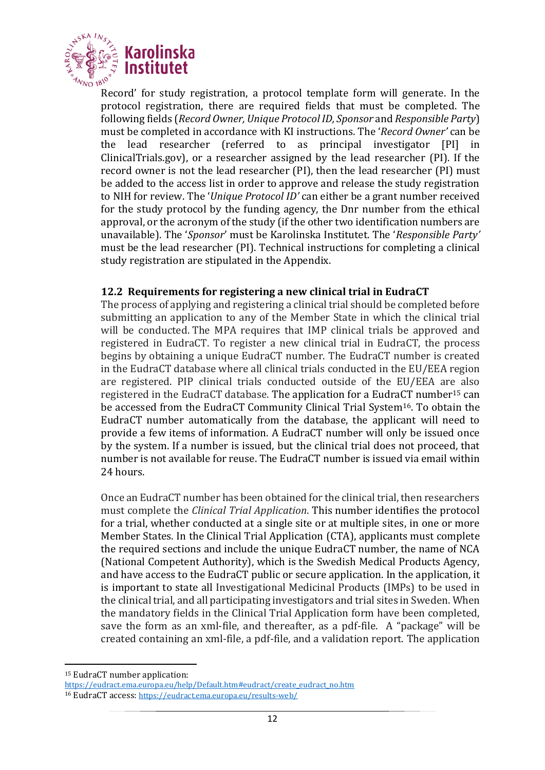Record' for study registration, a protocol template form will generate. In the protocol registration, there are required fields that must be completed. The following fields (*Record Owner, Unique Protocol ID, Sponsor* and *Responsible Party*) must be completed in accordance with KI instructions. The '*Record Owner'* can be the lead researcher (referred to as principal investigator [PI] in ClinicalTrials.gov), or a researcher assigned by the lead researcher (PI). If the record owner is not the lead researcher (PI), then the lead researcher (PI) must be added to the access list in order to approve and release the study registration to NIH for review. The '*Unique Protocol ID'* can either be a grant number received for the study protocol by the funding agency, the Dnr number from the ethical approval, or the acronym of the study (if the other two identification numbers are unavailable). The '*Sponsor*' must be Karolinska Institutet. The '*Responsible Party'* must be the lead researcher (PI). Technical instructions for completing a clinical study registration are stipulated in the Appendix.

## 12.2 Requirements for registering a new clinical trial in EudraCT

The process of applying and registering a clinical trial should be completed before submitting an application to any of the Member State in which the clinical trial will be conducted. The MPA requires that IMP clinical trials be approved and registered in EudraCT. To register a new clinical trial in EudraCT, the process begins by obtaining a unique EudraCT number. The EudraCT number is created in the EudraCT database where all clinical trials conducted in the EU/EEA region are registered. PIP clinical trials conducted outside of the EU/EEA are also registered in the EudraCT database. The application for a EudraCT number[15] can be accessed from the EudraCT Community Clinical Trial System[16]. To obtain the EudraCT number automatically from the database, the applicant will need to provide a few items of information. A EudraCT number will only be issued once by the system. If a number is issued, but the clinical trial does not proceed, that number is not available for reuse. The EudraCT number is issued via email within 24 hours.

Once an EudraCT number has been obtained for the clinical trial, then researchers must complete the *Clinical Trial Application*. This number identifies the protocol for a trial, whether conducted at a single site or at multiple sites, in one or more Member States. In the Clinical Trial Application (CTA), applicants must complete the required sections and include the unique EudraCT number, the name of NCA (National Competent Authority), which is the Swedish Medical Products Agency, and have access to the EudraCT public or secure application. In the application, it is important to state all Investigational Medicinal Products (IMPs) to be used in the clinical trial, and all participating investigators and trial sites in Sweden. When the mandatory fields in the Clinical Trial Application form have been completed, save the form as an xml-file, and thereafter, as a pdf-file. A "package" will be created containing an xml-file, a pdf-file, and a validation report. The application

---

[15] EudraCT number application: https://eudract.ema.europa.eu/help/Default.htm#eudract/create_eudract_no.htm

[16] EudraCT access: https://eudract.ema.europa.eu/results-web/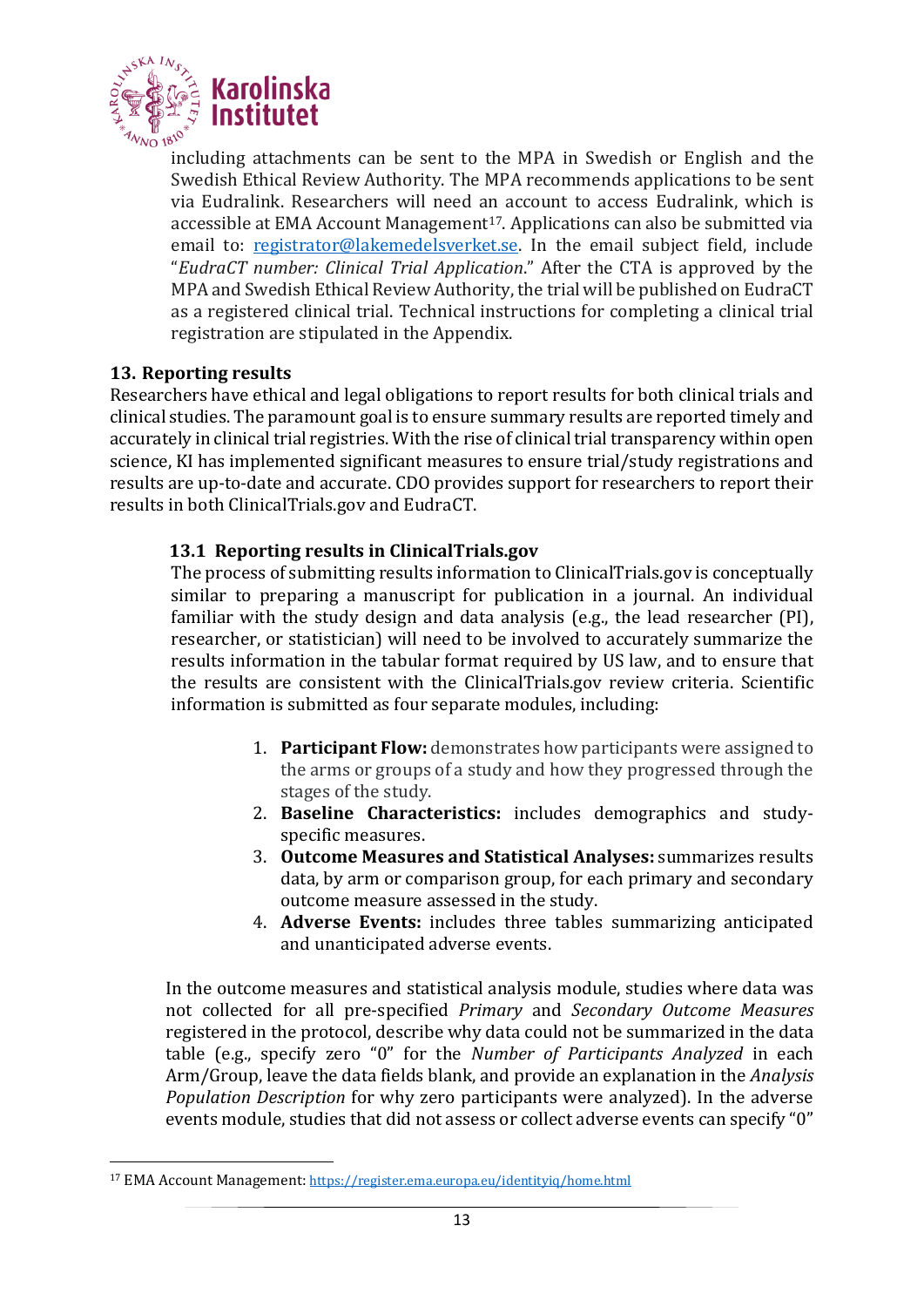including attachments can be sent to the MPA in Swedish or English and the Swedish Ethical Review Authority. The MPA recommends applications to be sent via Eudralink. Researchers will need an account to access Eudralink, which is accessible at EMA Account Management[17]. Applications can also be submitted via email to: registrator@lakemedelsverket.se. In the email subject field, include "*EudraCT number: Clinical Trial Application*." After the CTA is approved by the MPA and Swedish Ethical Review Authority, the trial will be published on EudraCT as a registered clinical trial. Technical instructions for completing a clinical trial registration are stipulated in the Appendix.

## 13. Reporting results

Researchers have ethical and legal obligations to report results for both clinical trials and clinical studies. The paramount goal is to ensure summary results are reported timely and accurately in clinical trial registries. With the rise of clinical trial transparency within open science, KI has implemented significant measures to ensure trial/study registrations and results are up-to-date and accurate. CDO provides support for researchers to report their results in both ClinicalTrials.gov and EudraCT.

### 13.1 Reporting results in ClinicalTrials.gov

The process of submitting results information to ClinicalTrials.gov is conceptually similar to preparing a manuscript for publication in a journal. An individual familiar with the study design and data analysis (e.g., the lead researcher (PI), researcher, or statistician) will need to be involved to accurately summarize the results information in the tabular format required by US law, and to ensure that the results are consistent with the ClinicalTrials.gov review criteria. Scientific information is submitted as four separate modules, including:

1. **Participant Flow:** demonstrates how participants were assigned to the arms or groups of a study and how they progressed through the stages of the study.
2. **Baseline Characteristics:** includes demographics and study-specific measures.
3. **Outcome Measures and Statistical Analyses:** summarizes results data, by arm or comparison group, for each primary and secondary outcome measure assessed in the study.
4. **Adverse Events:** includes three tables summarizing anticipated and unanticipated adverse events.

In the outcome measures and statistical analysis module, studies where data was not collected for all pre-specified *Primary* and *Secondary Outcome Measures* registered in the protocol, describe why data could not be summarized in the data table (e.g., specify zero "0" for the *Number of Participants Analyzed* in each Arm/Group, leave the data fields blank, and provide an explanation in the *Analysis Population Description* for why zero participants were analyzed). In the adverse events module, studies that did not assess or collect adverse events can specify "0"

[17] EMA Account Management: https://register.ema.europa.eu/identityiq/home.html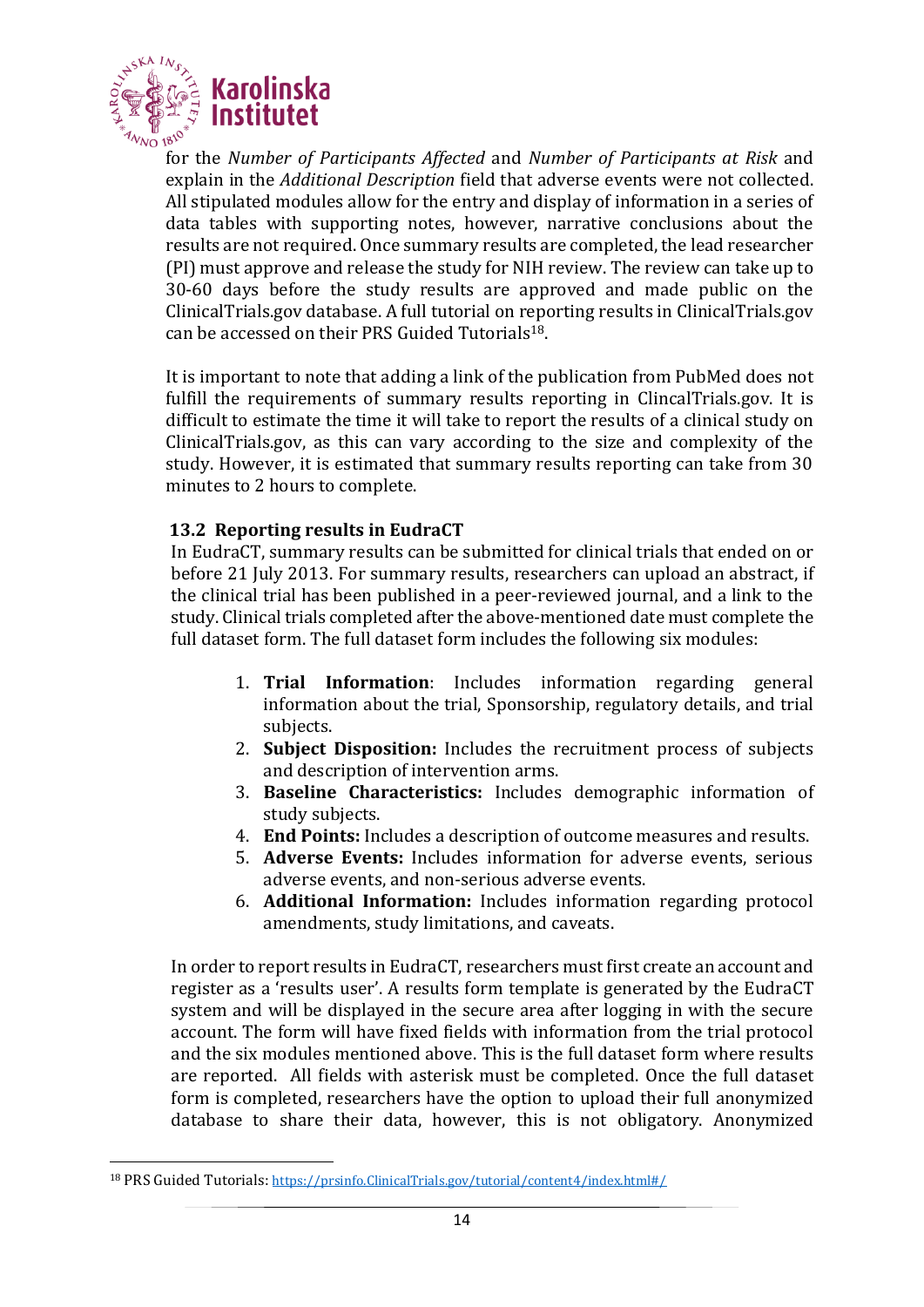for the *Number of Participants Affected* and *Number of Participants at Risk* and explain in the *Additional Description* field that adverse events were not collected. All stipulated modules allow for the entry and display of information in a series of data tables with supporting notes, however, narrative conclusions about the results are not required. Once summary results are completed, the lead researcher (PI) must approve and release the study for NIH review. The review can take up to 30-60 days before the study results are approved and made public on the ClinicalTrials.gov database. A full tutorial on reporting results in ClinicalTrials.gov can be accessed on their PRS Guided Tutorials[18].

It is important to note that adding a link of the publication from PubMed does not fulfill the requirements of summary results reporting in ClincalTrials.gov. It is difficult to estimate the time it will take to report the results of a clinical study on ClinicalTrials.gov, as this can vary according to the size and complexity of the study. However, it is estimated that summary results reporting can take from 30 minutes to 2 hours to complete.

### 13.2 Reporting results in EudraCT

In EudraCT, summary results can be submitted for clinical trials that ended on or before 21 July 2013. For summary results, researchers can upload an abstract, if the clinical trial has been published in a peer-reviewed journal, and a link to the study. Clinical trials completed after the above-mentioned date must complete the full dataset form. The full dataset form includes the following six modules:

1. **Trial Information**: Includes information regarding general information about the trial, Sponsorship, regulatory details, and trial subjects.
2. **Subject Disposition:** Includes the recruitment process of subjects and description of intervention arms.
3. **Baseline Characteristics:** Includes demographic information of study subjects.
4. **End Points:** Includes a description of outcome measures and results.
5. **Adverse Events:** Includes information for adverse events, serious adverse events, and non-serious adverse events.
6. **Additional Information:** Includes information regarding protocol amendments, study limitations, and caveats.

In order to report results in EudraCT, researchers must first create an account and register as a 'results user'. A results form template is generated by the EudraCT system and will be displayed in the secure area after logging in with the secure account. The form will have fixed fields with information from the trial protocol and the six modules mentioned above. This is the full dataset form where results are reported. All fields with asterisk must be completed. Once the full dataset form is completed, researchers have the option to upload their full anonymized database to share their data, however, this is not obligatory. Anonymized

---

[18] PRS Guided Tutorials: https://prsinfo.ClinicalTrials.gov/tutorial/content4/index.html#/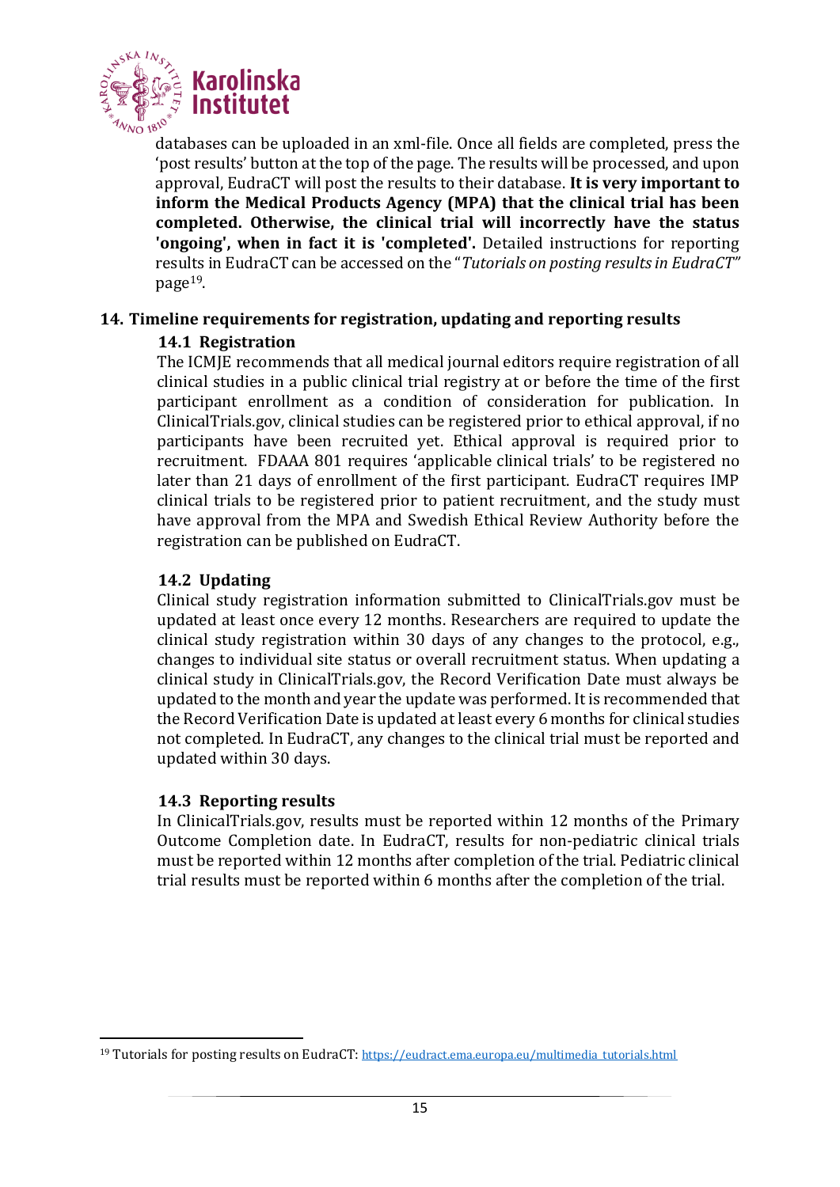databases can be uploaded in an xml-file. Once all fields are completed, press the 'post results' button at the top of the page. The results will be processed, and upon approval, EudraCT will post the results to their database. **It is very important to inform the Medical Products Agency (MPA) that the clinical trial has been completed. Otherwise, the clinical trial will incorrectly have the status 'ongoing', when in fact it is 'completed'.** Detailed instructions for reporting results in EudraCT can be accessed on the "*Tutorials on posting results in EudraCT*" page[19].

## 14. Timeline requirements for registration, updating and reporting results

### 14.1 Registration

The ICMJE recommends that all medical journal editors require registration of all clinical studies in a public clinical trial registry at or before the time of the first participant enrollment as a condition of consideration for publication. In ClinicalTrials.gov, clinical studies can be registered prior to ethical approval, if no participants have been recruited yet. Ethical approval is required prior to recruitment. FDAAA 801 requires 'applicable clinical trials' to be registered no later than 21 days of enrollment of the first participant. EudraCT requires IMP clinical trials to be registered prior to patient recruitment, and the study must have approval from the MPA and Swedish Ethical Review Authority before the registration can be published on EudraCT.

### 14.2 Updating

Clinical study registration information submitted to ClinicalTrials.gov must be updated at least once every 12 months. Researchers are required to update the clinical study registration within 30 days of any changes to the protocol, e.g., changes to individual site status or overall recruitment status. When updating a clinical study in ClinicalTrials.gov, the Record Verification Date must always be updated to the month and year the update was performed. It is recommended that the Record Verification Date is updated at least every 6 months for clinical studies not completed. In EudraCT, any changes to the clinical trial must be reported and updated within 30 days.

### 14.3 Reporting results

In ClinicalTrials.gov, results must be reported within 12 months of the Primary Outcome Completion date. In EudraCT, results for non-pediatric clinical trials must be reported within 12 months after completion of the trial. Pediatric clinical trial results must be reported within 6 months after the completion of the trial.

---

[19] Tutorials for posting results on EudraCT: https://eudract.ema.europa.eu/multimedia_tutorials.html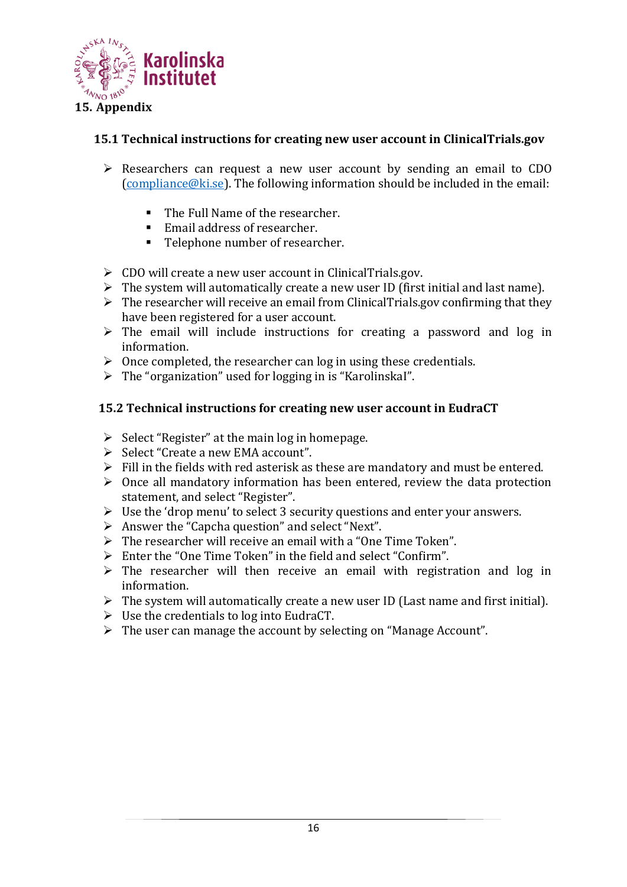## 15. Appendix

### 15.1 Technical instructions for creating new user account in ClinicalTrials.gov

- Researchers can request a new user account by sending an email to CDO (compliance@ki.se). The following information should be included in the email:
  - The Full Name of the researcher.
  - Email address of researcher.
  - Telephone number of researcher.
- CDO will create a new user account in ClinicalTrials.gov.
- The system will automatically create a new user ID (first initial and last name).
- The researcher will receive an email from ClinicalTrials.gov confirming that they have been registered for a user account.
- The email will include instructions for creating a password and log in information.
- Once completed, the researcher can log in using these credentials.
- The "organization" used for logging in is "KarolinskaI".

### 15.2 Technical instructions for creating new user account in EudraCT

- Select "Register" at the main log in homepage.
- Select "Create a new EMA account".
- Fill in the fields with red asterisk as these are mandatory and must be entered.
- Once all mandatory information has been entered, review the data protection statement, and select "Register".
- Use the 'drop menu' to select 3 security questions and enter your answers.
- Answer the "Capcha question" and select "Next".
- The researcher will receive an email with a "One Time Token".
- Enter the "One Time Token" in the field and select "Confirm".
- The researcher will then receive an email with registration and log in information.
- The system will automatically create a new user ID (Last name and first initial).
- Use the credentials to log into EudraCT.
- The user can manage the account by selecting on "Manage Account".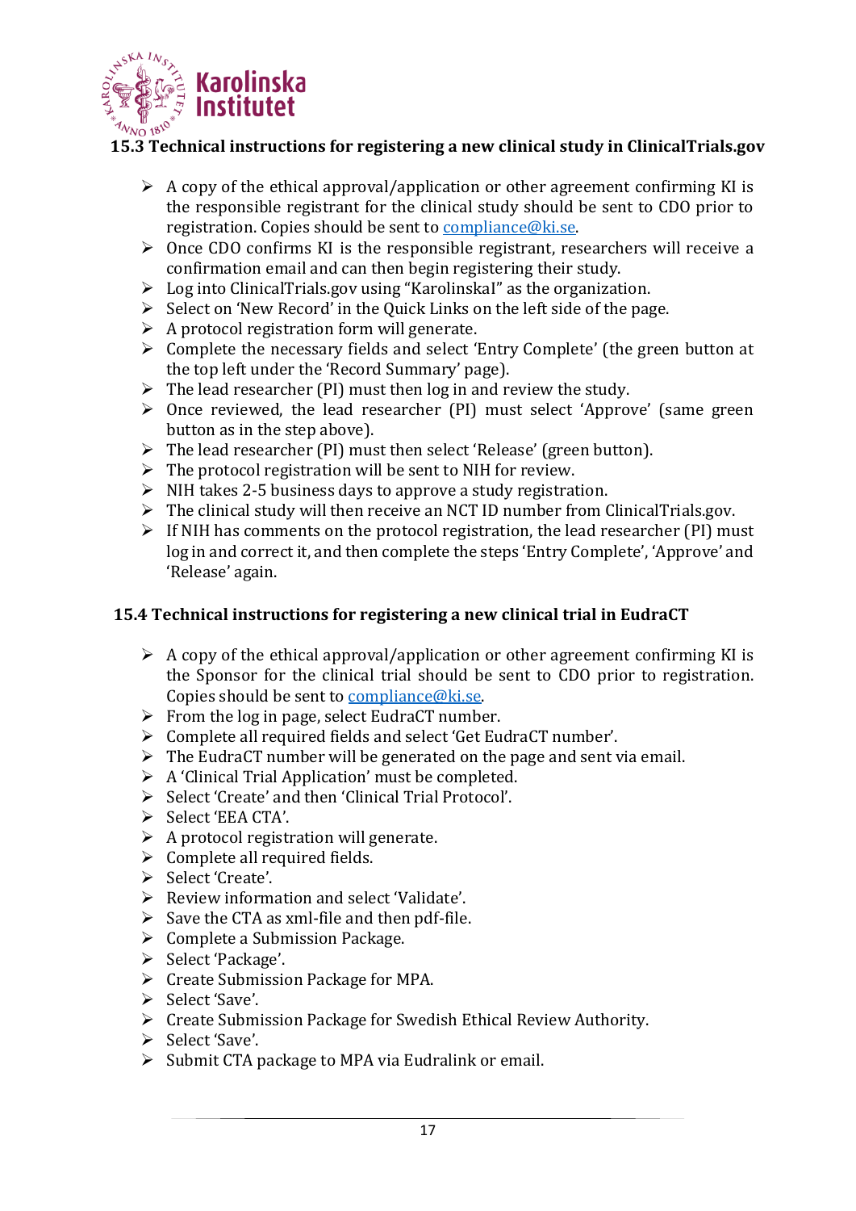## 15.3 Technical instructions for registering a new clinical study in ClinicalTrials.gov

- A copy of the ethical approval/application or other agreement confirming KI is the responsible registrant for the clinical study should be sent to CDO prior to registration. Copies should be sent to compliance@ki.se.
- Once CDO confirms KI is the responsible registrant, researchers will receive a confirmation email and can then begin registering their study.
- Log into ClinicalTrials.gov using "KarolinskaI" as the organization.
- Select on 'New Record' in the Quick Links on the left side of the page.
- A protocol registration form will generate.
- Complete the necessary fields and select 'Entry Complete' (the green button at the top left under the 'Record Summary' page).
- The lead researcher (PI) must then log in and review the study.
- Once reviewed, the lead researcher (PI) must select 'Approve' (same green button as in the step above).
- The lead researcher (PI) must then select 'Release' (green button).
- The protocol registration will be sent to NIH for review.
- NIH takes 2-5 business days to approve a study registration.
- The clinical study will then receive an NCT ID number from ClinicalTrials.gov.
- If NIH has comments on the protocol registration, the lead researcher (PI) must log in and correct it, and then complete the steps 'Entry Complete', 'Approve' and 'Release' again.

## 15.4 Technical instructions for registering a new clinical trial in EudraCT

- A copy of the ethical approval/application or other agreement confirming KI is the Sponsor for the clinical trial should be sent to CDO prior to registration. Copies should be sent to compliance@ki.se.
- From the log in page, select EudraCT number.
- Complete all required fields and select 'Get EudraCT number'.
- The EudraCT number will be generated on the page and sent via email.
- A 'Clinical Trial Application' must be completed.
- Select 'Create' and then 'Clinical Trial Protocol'.
- Select 'EEA CTA'.
- A protocol registration will generate.
- Complete all required fields.
- Select 'Create'.
- Review information and select 'Validate'.
- Save the CTA as xml-file and then pdf-file.
- Complete a Submission Package.
- Select 'Package'.
- Create Submission Package for MPA.
- Select 'Save'.
- Create Submission Package for Swedish Ethical Review Authority.
- Select 'Save'.
- Submit CTA package to MPA via Eudralink or email.